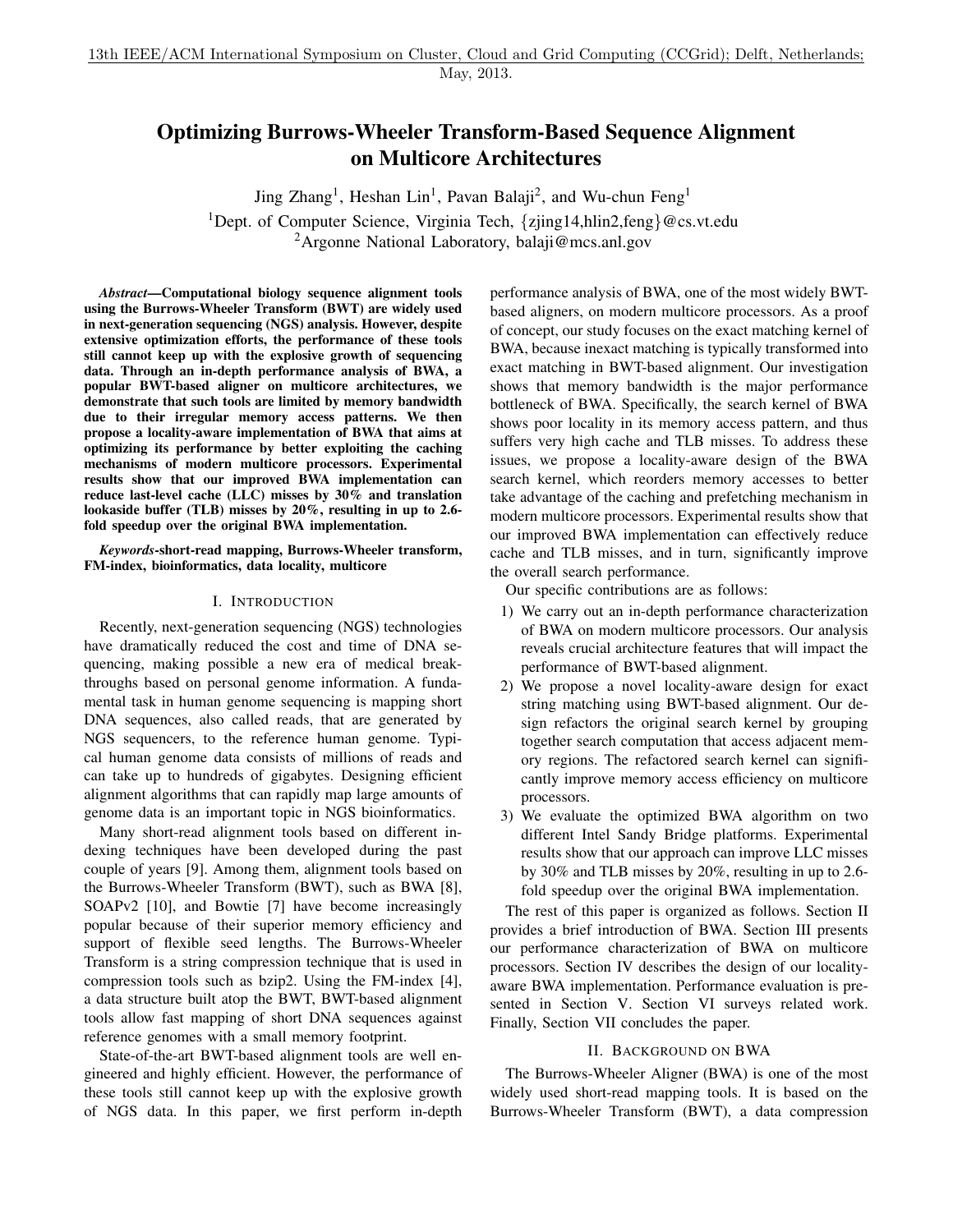13th IEEE/ACM International Symposium on Cluster, Cloud and Grid Computing (CCGrid); Delft, Netherlands; May, 2013.

# Optimizing Burrows-Wheeler Transform-Based Sequence Alignment on Multicore Architectures

Jing Zhang[1], Heshan Lin[1], Pavan Balaji[2], and Wu-chun Feng[1]

[1]Dept. of Computer Science, Virginia Tech, {zjing14,hlin2,feng}@cs.vt.edu

[2]Argonne National Laboratory, balaji@mcs.anl.gov

***Abstract*—Computational biology sequence alignment tools using the Burrows-Wheeler Transform (BWT) are widely used in next-generation sequencing (NGS) analysis. However, despite extensive optimization efforts, the performance of these tools still cannot keep up with the explosive growth of sequencing data. Through an in-depth performance analysis of BWA, a popular BWT-based aligner on multicore architectures, we demonstrate that such tools are limited by memory bandwidth due to their irregular memory access patterns. We then propose a locality-aware implementation of BWA that aims at optimizing its performance by better exploiting the caching mechanisms of modern multicore processors. Experimental results show that our improved BWA implementation can reduce last-level cache (LLC) misses by 30% and translation lookaside buffer (TLB) misses by 20%, resulting in up to 2.6-fold speedup over the original BWA implementation.**

***Keywords*-short-read mapping, Burrows-Wheeler transform, FM-index, bioinformatics, data locality, multicore**

## I. Introduction

Recently, next-generation sequencing (NGS) technologies have dramatically reduced the cost and time of DNA sequencing, making possible a new era of medical breakthroughs based on personal genome information. A fundamental task in human genome sequencing is mapping short DNA sequences, also called reads, that are generated by NGS sequencers, to the reference human genome. Typical human genome data consists of millions of reads and can take up to hundreds of gigabytes. Designing efficient alignment algorithms that can rapidly map large amounts of genome data is an important topic in NGS bioinformatics.

Many short-read alignment tools based on different indexing techniques have been developed during the past couple of years [9]. Among them, alignment tools based on the Burrows-Wheeler Transform (BWT), such as BWA [8], SOAPv2 [10], and Bowtie [7] have become increasingly popular because of their superior memory efficiency and support of flexible seed lengths. The Burrows-Wheeler Transform is a string compression technique that is used in compression tools such as bzip2. Using the FM-index [4], a data structure built atop the BWT, BWT-based alignment tools allow fast mapping of short DNA sequences against reference genomes with a small memory footprint.

State-of-the-art BWT-based alignment tools are well engineered and highly efficient. However, the performance of these tools still cannot keep up with the explosive growth of NGS data. In this paper, we first perform in-depth performance analysis of BWA, one of the most widely BWT-based aligners, on modern multicore processors. As a proof of concept, our study focuses on the exact matching kernel of BWA, because inexact matching is typically transformed into exact matching in BWT-based alignment. Our investigation shows that memory bandwidth is the major performance bottleneck of BWA. Specifically, the search kernel of BWA shows poor locality in its memory access pattern, and thus suffers very high cache and TLB misses. To address these issues, we propose a locality-aware design of the BWA search kernel, which reorders memory accesses to better take advantage of the caching and prefetching mechanism in modern multicore processors. Experimental results show that our improved BWA implementation can effectively reduce cache and TLB misses, and in turn, significantly improve the overall search performance.

Our specific contributions are as follows:

1) We carry out an in-depth performance characterization of BWA on modern multicore processors. Our analysis reveals crucial architecture features that will impact the performance of BWT-based alignment.
2) We propose a novel locality-aware design for exact string matching using BWT-based alignment. Our design refactors the original search kernel by grouping together search computation that access adjacent memory regions. The refactored search kernel can significantly improve memory access efficiency on multicore processors.
3) We evaluate the optimized BWA algorithm on two different Intel Sandy Bridge platforms. Experimental results show that our approach can improve LLC misses by 30% and TLB misses by 20%, resulting in up to 2.6-fold speedup over the original BWA implementation.

The rest of this paper is organized as follows. Section II provides a brief introduction of BWA. Section III presents our performance characterization of BWA on multicore processors. Section IV describes the design of our locality-aware BWA implementation. Performance evaluation is presented in Section V. Section VI surveys related work. Finally, Section VII concludes the paper.

## II. Background on BWA

The Burrows-Wheeler Aligner (BWA) is one of the most widely used short-read mapping tools. It is based on the Burrows-Wheeler Transform (BWT), a data compression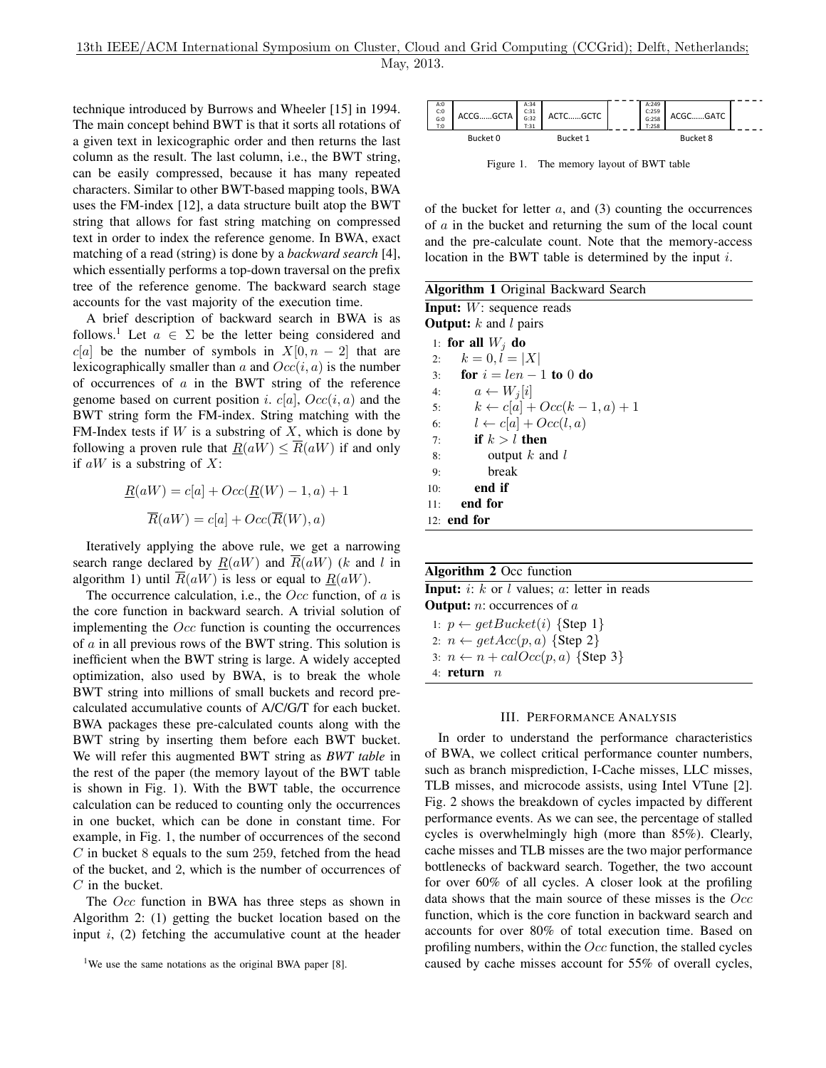technique introduced by Burrows and Wheeler [15] in 1994. The main concept behind BWT is that it sorts all rotations of a given text in lexicographic order and then returns the last column as the result. The last column, i.e., the BWT string, can be easily compressed, because it has many repeated characters. Similar to other BWT-based mapping tools, BWA uses the FM-index [12], a data structure built atop the BWT string that allows for fast string matching on compressed text in order to index the reference genome. In BWA, exact matching of a read (string) is done by a *backward search* [4], which essentially performs a top-down traversal on the prefix tree of the reference genome. The backward search stage accounts for the vast majority of the execution time.

A brief description of backward search in BWA is as follows.[1] Let $a \in \Sigma$ be the letter being considered and $c[a]$ be the number of symbols in $X[0, n-2]$ that are lexicographically smaller than $a$ and $Occ(i, a)$ is the number of occurrences of $a$ in the BWT string of the reference genome based on current position $i$. $c[a]$, $Occ(i, a)$ and the BWT string form the FM-index. String matching with the FM-Index tests if $W$ is a substring of $X$, which is done by following a proven rule that $\underline{R}(aW) \leq \overline{R}(aW)$ if and only if $aW$ is a substring of $X$:

$$\underline{R}(aW) = c[a] + Occ(\underline{R}(W) - 1, a) + 1$$

$$\overline{R}(aW) = c[a] + Occ(\overline{R}(W), a)$$

Iteratively applying the above rule, we get a narrowing search range declared by $\underline{R}(aW)$ and $\overline{R}(aW)$ ($k$ and $l$ in algorithm 1) until $\overline{R}(aW)$ is less or equal to $\underline{R}(aW)$.

The occurrence calculation, i.e., the $Occ$ function, of $a$ is the core function in backward search. A trivial solution of implementing the $Occ$ function is counting the occurrences of $a$ in all previous rows of the BWT string. This solution is inefficient when the BWT string is large. A widely accepted optimization, also used by BWA, is to break the whole BWT string into millions of small buckets and record pre-calculated accumulative counts of A/C/G/T for each bucket. BWA packages these pre-calculated counts along with the BWT string by inserting them before each BWT bucket. We will refer this augmented BWT string as *BWT table* in the rest of the paper (the memory layout of the BWT table is shown in Fig. 1). With the BWT table, the occurrence calculation can be reduced to counting only the occurrences in one bucket, which can be done in constant time. For example, in Fig. 1, the number of occurrences of the second $C$ in bucket 8 equals to the sum 259, fetched from the head of the bucket, and 2, which is the number of occurrences of $C$ in the bucket.

The $Occ$ function in BWA has three steps as shown in Algorithm 2: (1) getting the bucket location based on the input $i$, (2) fetching the accumulative count at the header of the bucket for letter $a$, and (3) counting the occurrences of $a$ in the bucket and returning the sum of the local count and the pre-calculate count. Note that the memory-access location in the BWT table is determined by the input $i$.

| A:0 C:0 G:0 T:0 | ACCG……GCTA | A:34 C:31 G:32 T:31 | ACTC……GCTC | … | A:249 C:259 G:258 T:258 | ACGC……GATC | … |
|---|---|---|---|---|---|---|---|
| Bucket 0 | | Bucket 1 | | | Bucket 8 | | |

Figure 1. The memory layout of BWT table

**Algorithm 1** Original Backward Search

**Input:** $W$: sequence reads
**Output:** $k$ and $l$ pairs

```
1:  for all W_j do
2:      k = 0, l = |X|
3:      for i = len − 1 to 0 do
4:          a ← W_j[i]
5:          k ← c[a] + Occ(k − 1, a) + 1
6:          l ← c[a] + Occ(l, a)
7:          if k > l then
8:              output k and l
9:              break
10:         end if
11:     end for
12: end for
```

**Algorithm 2** Occ function

**Input:** $i$: $k$ or $l$ values; $a$: letter in reads
**Output:** $n$: occurrences of $a$

```
1: p ← getBucket(i) {Step 1}
2: n ← getAcc(p, a) {Step 2}
3: n ← n + calOcc(p, a) {Step 3}
4: return n
```

## III. Performance Analysis

In order to understand the performance characteristics of BWA, we collect critical performance counter numbers, such as branch misprediction, I-Cache misses, LLC misses, TLB misses, and microcode assists, using Intel VTune [2]. Fig. 2 shows the breakdown of cycles impacted by different performance events. As we can see, the percentage of stalled cycles is overwhelmingly high (more than 85%). Clearly, cache misses and TLB misses are the two major performance bottlenecks of backward search. Together, the two account for over 60% of all cycles. A closer look at the profiling data shows that the main source of these misses is the $Occ$ function, which is the core function in backward search and accounts for over 80% of total execution time. Based on profiling numbers, within the $Occ$ function, the stalled cycles caused by cache misses account for 55% of overall cycles,

[1] We use the same notations as the original BWA paper [8].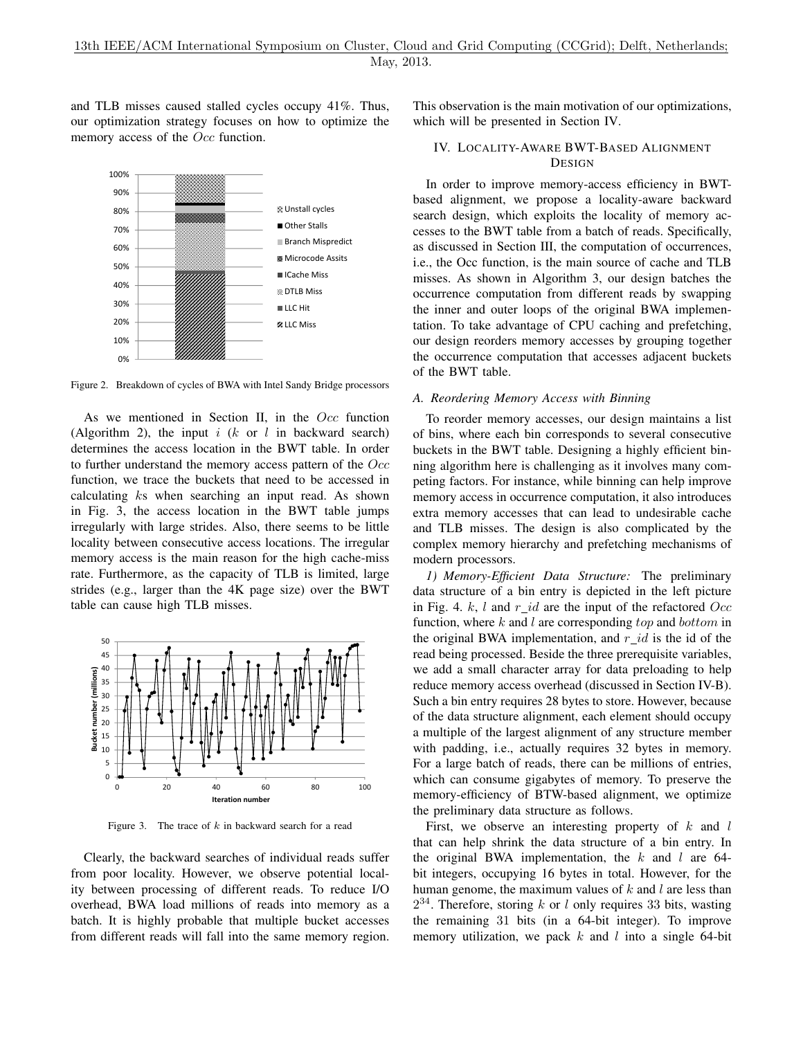and TLB misses caused stalled cycles occupy 41%. Thus, our optimization strategy focuses on how to optimize the memory access of the $Occ$ function.

Figure 2. Breakdown of cycles of BWA with Intel Sandy Bridge processors

As we mentioned in Section II, in the $Occ$ function (Algorithm 2), the input $i$ ($k$ or $l$ in backward search) determines the access location in the BWT table. In order to further understand the memory access pattern of the $Occ$ function, we trace the buckets that need to be accessed in calculating $k$s when searching an input read. As shown in Fig. 3, the access location in the BWT table jumps irregularly with large strides. Also, there seems to be little locality between consecutive access locations. The irregular memory access is the main reason for the high cache-miss rate. Furthermore, as the capacity of TLB is limited, large strides (e.g., larger than the 4K page size) over the BWT table can cause high TLB misses.

Figure 3. The trace of $k$ in backward search for a read

Clearly, the backward searches of individual reads suffer from poor locality. However, we observe potential locality between processing of different reads. To reduce I/O overhead, BWA load millions of reads into memory as a batch. It is highly probable that multiple bucket accesses from different reads will fall into the same memory region. This observation is the main motivation of our optimizations, which will be presented in Section IV.

## IV. Locality-Aware BWT-Based Alignment Design

In order to improve memory-access efficiency in BWT-based alignment, we propose a locality-aware backward search design, which exploits the locality of memory accesses to the BWT table from a batch of reads. Specifically, as discussed in Section III, the computation of occurrences, i.e., the Occ function, is the main source of cache and TLB misses. As shown in Algorithm 3, our design batches the occurrence computation from different reads by swapping the inner and outer loops of the original BWA implementation. To take advantage of CPU caching and prefetching, our design reorders memory accesses by grouping together the occurrence computation that accesses adjacent buckets of the BWT table.

### A. Reordering Memory Access with Binning

To reorder memory accesses, our design maintains a list of bins, where each bin corresponds to several consecutive buckets in the BWT table. Designing a highly efficient binning algorithm here is challenging as it involves many competing factors. For instance, while binning can help improve memory access in occurrence computation, it also introduces extra memory accesses that can lead to undesirable cache and TLB misses. The design is also complicated by the complex memory hierarchy and prefetching mechanisms of modern processors.

*1) Memory-Efficient Data Structure:* The preliminary data structure of a bin entry is depicted in the left picture in Fig. 4. $k$, $l$ and $r\_id$ are the input of the refactored $Occ$ function, where $k$ and $l$ are corresponding $top$ and $bottom$ in the original BWA implementation, and $r\_id$ is the id of the read being processed. Beside the three prerequisite variables, we add a small character array for data preloading to help reduce memory access overhead (discussed in Section IV-B). Such a bin entry requires 28 bytes to store. However, because of the data structure alignment, each element should occupy a multiple of the largest alignment of any structure member with padding, i.e., actually requires 32 bytes in memory. For a large batch of reads, there can be millions of entries, which can consume gigabytes of memory. To preserve the memory-efficiency of BTW-based alignment, we optimize the preliminary data structure as follows.

First, we observe an interesting property of $k$ and $l$ that can help shrink the data structure of a bin entry. In the original BWA implementation, the $k$ and $l$ are 64-bit integers, occupying 16 bytes in total. However, for the human genome, the maximum values of $k$ and $l$ are less than $2^{34}$. Therefore, storing $k$ or $l$ only requires 33 bits, wasting the remaining 31 bits (in a 64-bit integer). To improve memory utilization, we pack $k$ and $l$ into a single 64-bit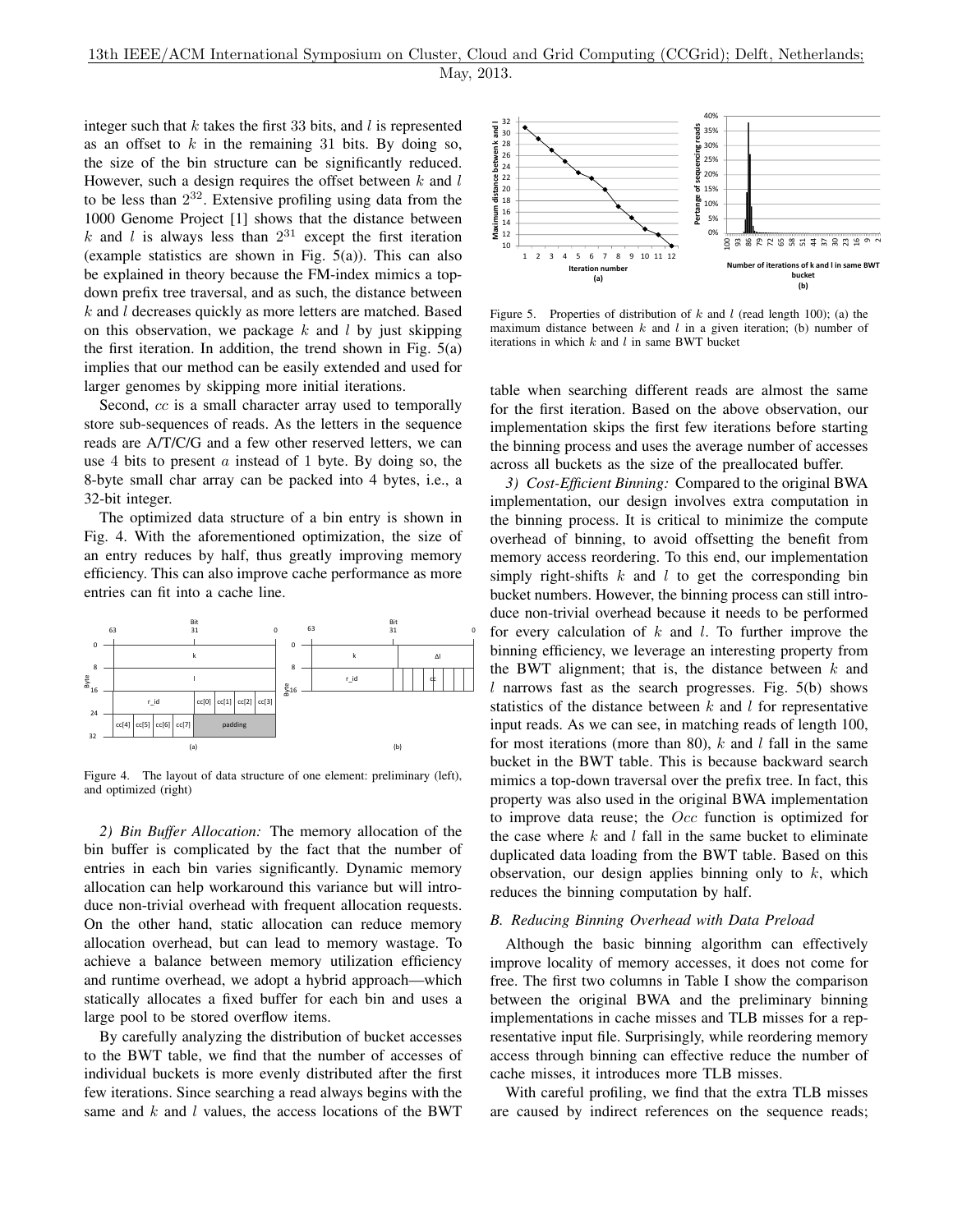integer such that $k$ takes the first 33 bits, and $l$ is represented as an offset to $k$ in the remaining 31 bits. By doing so, the size of the bin structure can be significantly reduced. However, such a design requires the offset between $k$ and $l$ to be less than $2^{32}$. Extensive profiling using data from the 1000 Genome Project [1] shows that the distance between $k$ and $l$ is always less than $2^{31}$ except the first iteration (example statistics are shown in Fig. 5(a)). This can also be explained in theory because the FM-index mimics a top-down prefix tree traversal, and as such, the distance between $k$ and $l$ decreases quickly as more letters are matched. Based on this observation, we package $k$ and $l$ by just skipping the first iteration. In addition, the trend shown in Fig. 5(a) implies that our method can be easily extended and used for larger genomes by skipping more initial iterations.

Second, $cc$ is a small character array used to temporally store sub-sequences of reads. As the letters in the sequence reads are A/T/C/G and a few other reserved letters, we can use 4 bits to present $a$ instead of 1 byte. By doing so, the 8-byte small char array can be packed into 4 bytes, i.e., a 32-bit integer.

The optimized data structure of a bin entry is shown in Fig. 4. With the aforementioned optimization, the size of an entry reduces by half, thus greatly improving memory efficiency. This can also improve cache performance as more entries can fit into a cache line.

Bit
63
31
0
0
8
16
24
32
Byte
k
l
r_id
cc[0]
cc[1]
cc[2]
cc[3]
cc[4]
cc[5]
cc[6]
cc[7]
padding
(a)

Bit
63
31
0
0
8
16
Byte
k
Δl
r_id
cc
(b)

Figure 4. The layout of data structure of one element: preliminary (left), and optimized (right)

*2) Bin Buffer Allocation:* The memory allocation of the bin buffer is complicated by the fact that the number of entries in each bin varies significantly. Dynamic memory allocation can help workaround this variance but will introduce non-trivial overhead with frequent allocation requests. On the other hand, static allocation can reduce memory allocation overhead, but can lead to memory wastage. To achieve a balance between memory utilization efficiency and runtime overhead, we adopt a hybrid approach—which statically allocates a fixed buffer for each bin and uses a large pool to be stored overflow items.

By carefully analyzing the distribution of bucket accesses to the BWT table, we find that the number of accesses of individual buckets is more evenly distributed after the first few iterations. Since searching a read always begins with the same and $k$ and $l$ values, the access locations of the BWT

Maximum distance betwen k and l
32
30
28
26
24
22
20
18
16
14
12
10
1 2 3 4 5 6 7 8 9 10 11 12
Iteration number
(a)

Pertange of sequencing reads
40%
35%
30%
25%
20%
15%
10%
5%
0%
100 93 86 79 72 65 58 51 44 37 30 23 16 9 2
Number of iterations of k and l in same BWT bucket
(b)

Figure 5. Properties of distribution of $k$ and $l$ (read length 100); (a) the maximum distance between $k$ and $l$ in a given iteration; (b) number of iterations in which $k$ and $l$ in same BWT bucket

table when searching different reads are almost the same for the first iteration. Based on the above observation, our implementation skips the first few iterations before starting the binning process and uses the average number of accesses across all buckets as the size of the preallocated buffer.

*3) Cost-Efficient Binning:* Compared to the original BWA implementation, our design involves extra computation in the binning process. It is critical to minimize the compute overhead of binning, to avoid offsetting the benefit from memory access reordering. To this end, our implementation simply right-shifts $k$ and $l$ to get the corresponding bin bucket numbers. However, the binning process can still introduce non-trivial overhead because it needs to be performed for every calculation of $k$ and $l$. To further improve the binning efficiency, we leverage an interesting property from the BWT alignment; that is, the distance between $k$ and $l$ narrows fast as the search progresses. Fig. 5(b) shows statistics of the distance between $k$ and $l$ for representative input reads. As we can see, in matching reads of length 100, for most iterations (more than 80), $k$ and $l$ fall in the same bucket in the BWT table. This is because backward search mimics a top-down traversal over the prefix tree. In fact, this property was also used in the original BWA implementation to improve data reuse; the $Occ$ function is optimized for the case where $k$ and $l$ fall in the same bucket to eliminate duplicated data loading from the BWT table. Based on this observation, our design applies binning only to $k$, which reduces the binning computation by half.

### B. Reducing Binning Overhead with Data Preload

Although the basic binning algorithm can effectively improve locality of memory accesses, it does not come for free. The first two columns in Table I show the comparison between the original BWA and the preliminary binning implementations in cache misses and TLB misses for a representative input file. Surprisingly, while reordering memory access through binning can effective reduce the number of cache misses, it introduces more TLB misses.

With careful profiling, we find that the extra TLB misses are caused by indirect references on the sequence reads;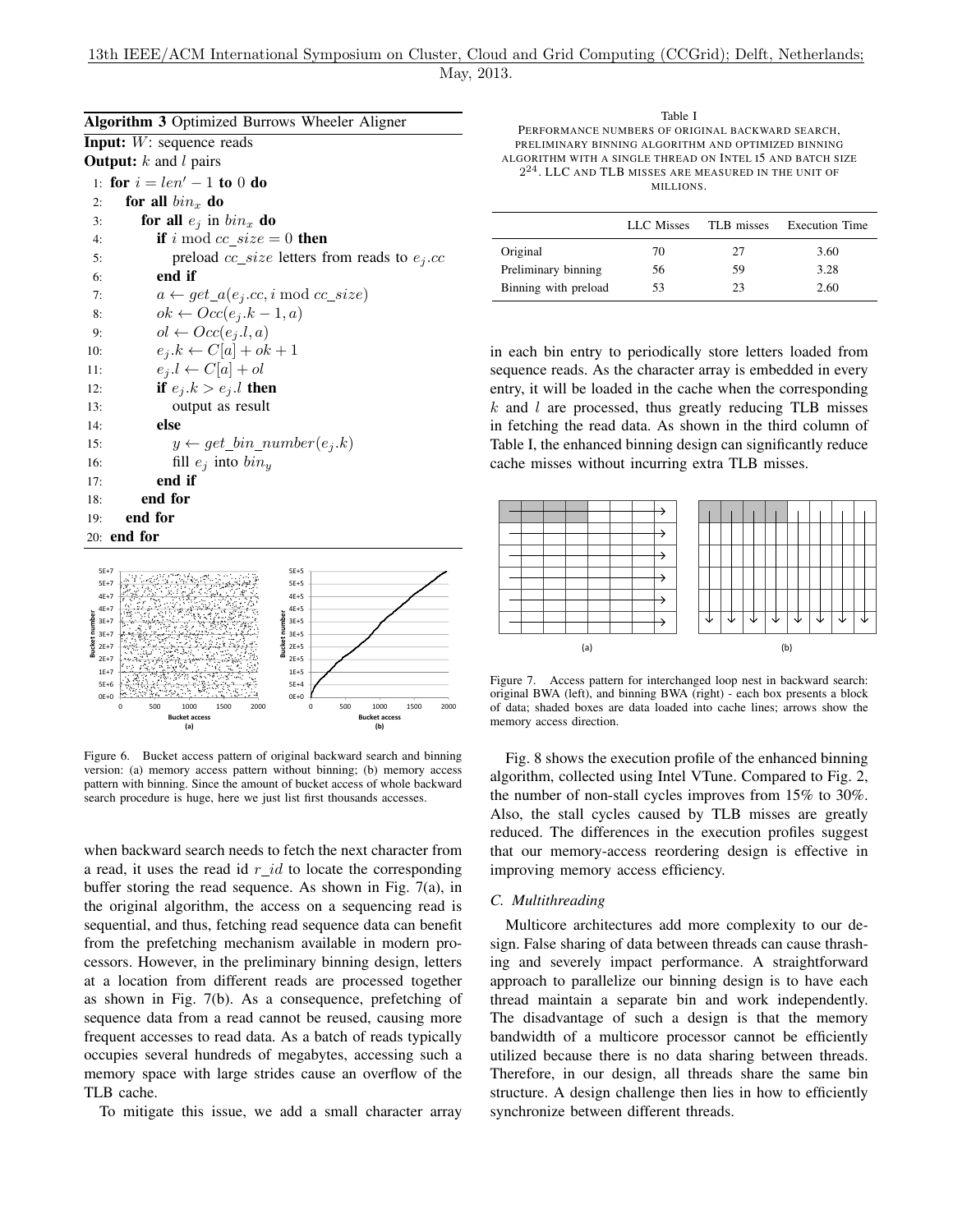**Algorithm 3** Optimized Burrows Wheeler Aligner

**Input:** $W$: sequence reads

**Output:** $k$ and $l$ pairs

```
1:  for i = len′ − 1 to 0 do
2:    for all bin_x do
3:      for all e_j in bin_x do
4:        if i mod cc_size = 0 then
5:          preload cc_size letters from reads to e_j.cc
6:        end if
7:        a ← get_a(e_j.cc, i mod cc_size)
8:        ok ← Occ(e_j.k − 1, a)
9:        ol ← Occ(e_j.l, a)
10:       e_j.k ← C[a] + ok + 1
11:       e_j.l ← C[a] + ol
12:       if e_j.k > e_j.l then
13:         output as result
14:       else
15:         y ← get_bin_number(e_j.k)
16:         fill e_j into bin_y
17:       end if
18:     end for
19:   end for
20: end for
```

Figure 6. Bucket access pattern of original backward search and binning version: (a) memory access pattern without binning; (b) memory access pattern with binning. Since the amount of bucket access of whole backward search procedure is huge, here we just list first thousands accesses.

when backward search needs to fetch the next character from a read, it uses the read id $r\_id$ to locate the corresponding buffer storing the read sequence. As shown in Fig. 7(a), in the original algorithm, the access on a sequencing read is sequential, and thus, fetching read sequence data can benefit from the prefetching mechanism available in modern processors. However, in the preliminary binning design, letters at a location from different reads are processed together as shown in Fig. 7(b). As a consequence, prefetching of sequence data from a read cannot be reused, causing more frequent accesses to read data. As a batch of reads typically occupies several hundreds of megabytes, accessing such a memory space with large strides cause an overflow of the TLB cache.

To mitigate this issue, we add a small character array in each bin entry to periodically store letters loaded from sequence reads. As the character array is embedded in every entry, it will be loaded in the cache when the corresponding $k$ and $l$ are processed, thus greatly reducing TLB misses in fetching the read data. As shown in the third column of Table I, the enhanced binning design can significantly reduce cache misses without incurring extra TLB misses.

Table I
PERFORMANCE NUMBERS OF ORIGINAL BACKWARD SEARCH, PRELIMINARY BINNING ALGORITHM AND OPTIMIZED BINNING ALGORITHM WITH A SINGLE THREAD ON INTEL I5 AND BATCH SIZE $2^{24}$. LLC AND TLB MISSES ARE MEASURED IN THE UNIT OF MILLIONS.

| | LLC Misses | TLB misses | Execution Time |
|---|---|---|---|
| Original | 70 | 27 | 3.60 |
| Preliminary binning | 56 | 59 | 3.28 |
| Binning with preload | 53 | 23 | 2.60 |

Figure 7. Access pattern for interchanged loop nest in backward search: original BWA (left), and binning BWA (right) - each box presents a block of data; shaded boxes are data loaded into cache lines; arrows show the memory access direction.

Fig. 8 shows the execution profile of the enhanced binning algorithm, collected using Intel VTune. Compared to Fig. 2, the number of non-stall cycles improves from 15% to 30%. Also, the stall cycles caused by TLB misses are greatly reduced. The differences in the execution profiles suggest that our memory-access reordering design is effective in improving memory access efficiency.

### C. Multithreading

Multicore architectures add more complexity to our design. False sharing of data between threads can cause thrashing and severely impact performance. A straightforward approach to parallelize our binning design is to have each thread maintain a separate bin and work independently. The disadvantage of such a design is that the memory bandwidth of a multicore processor cannot be efficiently utilized because there is no data sharing between threads. Therefore, in our design, all threads share the same bin structure. A design challenge then lies in how to efficiently synchronize between different threads.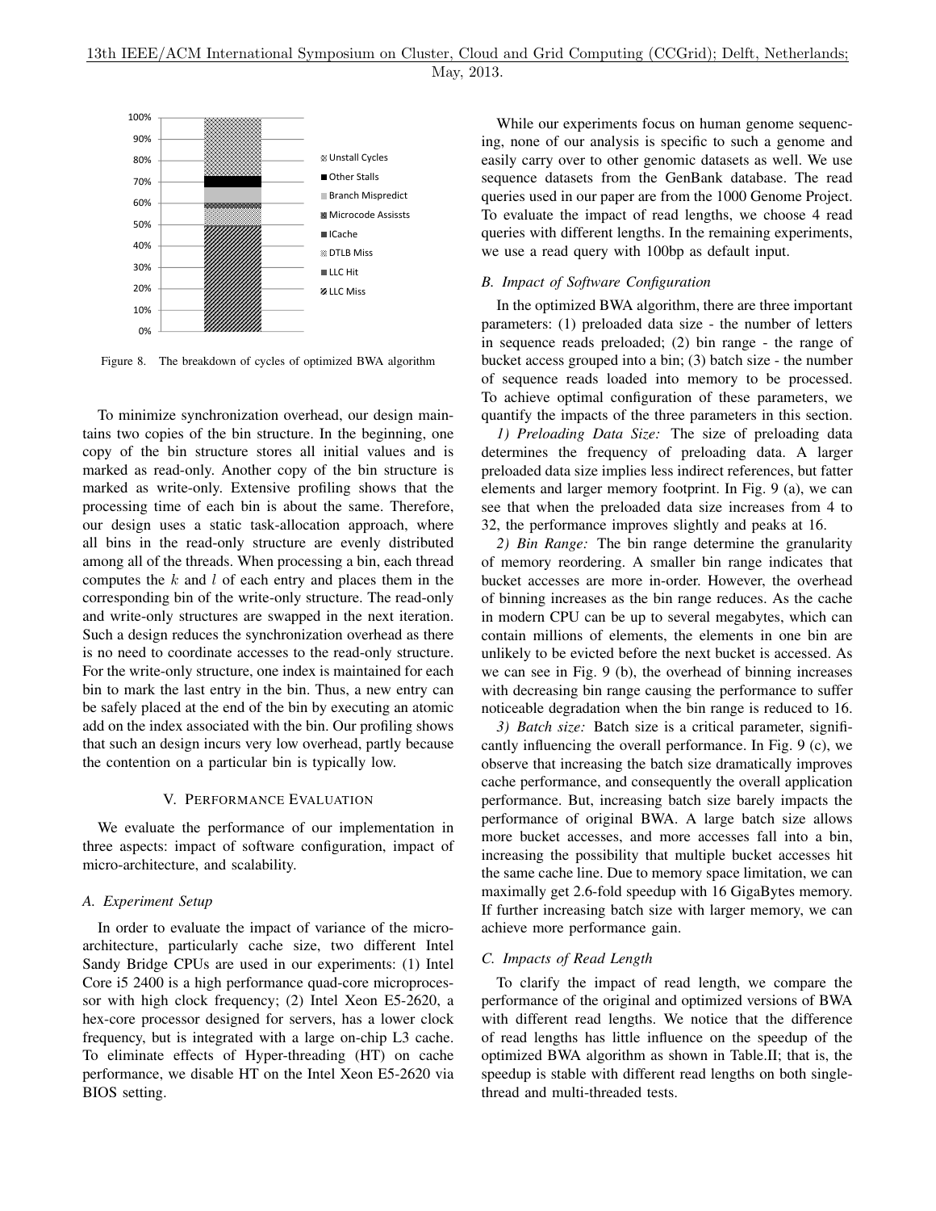Figure 8. The breakdown of cycles of optimized BWA algorithm

To minimize synchronization overhead, our design maintains two copies of the bin structure. In the beginning, one copy of the bin structure stores all initial values and is marked as read-only. Another copy of the bin structure is marked as write-only. Extensive profiling shows that the processing time of each bin is about the same. Therefore, our design uses a static task-allocation approach, where all bins in the read-only structure are evenly distributed among all of the threads. When processing a bin, each thread computes the $k$ and $l$ of each entry and places them in the corresponding bin of the write-only structure. The read-only and write-only structures are swapped in the next iteration. Such a design reduces the synchronization overhead as there is no need to coordinate accesses to the read-only structure. For the write-only structure, one index is maintained for each bin to mark the last entry in the bin. Thus, a new entry can be safely placed at the end of the bin by executing an atomic add on the index associated with the bin. Our profiling shows that such an design incurs very low overhead, partly because the contention on a particular bin is typically low.

## V. Performance Evaluation

We evaluate the performance of our implementation in three aspects: impact of software configuration, impact of micro-architecture, and scalability.

### A. Experiment Setup

In order to evaluate the impact of variance of the micro-architecture, particularly cache size, two different Intel Sandy Bridge CPUs are used in our experiments: (1) Intel Core i5 2400 is a high performance quad-core microprocessor with high clock frequency; (2) Intel Xeon E5-2620, a hex-core processor designed for servers, has a lower clock frequency, but is integrated with a large on-chip L3 cache. To eliminate effects of Hyper-threading (HT) on cache performance, we disable HT on the Intel Xeon E5-2620 via BIOS setting.

While our experiments focus on human genome sequencing, none of our analysis is specific to such a genome and easily carry over to other genomic datasets as well. We use sequence datasets from the GenBank database. The read queries used in our paper are from the 1000 Genome Project. To evaluate the impact of read lengths, we choose 4 read queries with different lengths. In the remaining experiments, we use a read query with 100bp as default input.

### B. Impact of Software Configuration

In the optimized BWA algorithm, there are three important parameters: (1) preloaded data size - the number of letters in sequence reads preloaded; (2) bin range - the range of bucket access grouped into a bin; (3) batch size - the number of sequence reads loaded into memory to be processed. To achieve optimal configuration of these parameters, we quantify the impacts of the three parameters in this section.

*1) Preloading Data Size:* The size of preloading data determines the frequency of preloading data. A larger preloaded data size implies less indirect references, but fatter elements and larger memory footprint. In Fig. 9 (a), we can see that when the preloaded data size increases from 4 to 32, the performance improves slightly and peaks at 16.

*2) Bin Range:* The bin range determine the granularity of memory reordering. A smaller bin range indicates that bucket accesses are more in-order. However, the overhead of binning increases as the bin range reduces. As the cache in modern CPU can be up to several megabytes, which can contain millions of elements, the elements in one bin are unlikely to be evicted before the next bucket is accessed. As we can see in Fig. 9 (b), the overhead of binning increases with decreasing bin range causing the performance to suffer noticeable degradation when the bin range is reduced to 16.

*3) Batch size:* Batch size is a critical parameter, significantly influencing the overall performance. In Fig. 9 (c), we observe that increasing the batch size dramatically improves cache performance, and consequently the overall application performance. But, increasing batch size barely impacts the performance of original BWA. A large batch size allows more bucket accesses, and more accesses fall into a bin, increasing the possibility that multiple bucket accesses hit the same cache line. Due to memory space limitation, we can maximally get 2.6-fold speedup with 16 GigaBytes memory. If further increasing batch size with larger memory, we can achieve more performance gain.

### C. Impacts of Read Length

To clarify the impact of read length, we compare the performance of the original and optimized versions of BWA with different read lengths. We notice that the difference of read lengths has little influence on the speedup of the optimized BWA algorithm as shown in Table.II; that is, the speedup is stable with different read lengths on both single-thread and multi-threaded tests.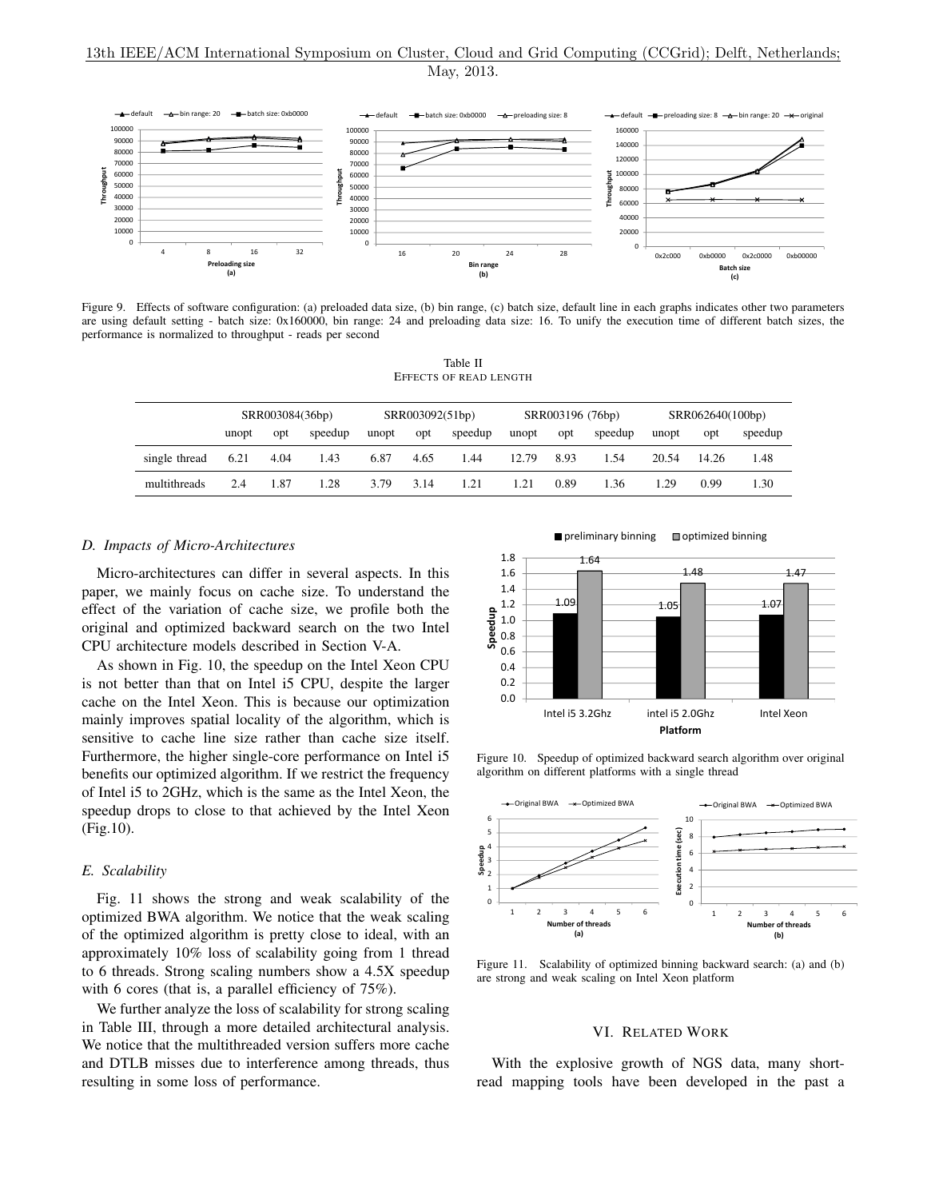Figure 9. Effects of software configuration: (a) preloaded data size, (b) bin range, (c) batch size, default line in each graphs indicates other two parameters are using default setting - batch size: 0x160000, bin range: 24 and preloading data size: 16. To unify the execution time of different batch sizes, the performance is normalized to throughput - reads per second

Table II
EFFECTS OF READ LENGTH

| | SRR003084(36bp) | | | SRR003092(51bp) | | | SRR003196 (76bp) | | | SRR062640(100bp) | | |
|---|---|---|---|---|---|---|---|---|---|---|---|---|
| | unopt | opt | speedup | unopt | opt | speedup | unopt | opt | speedup | unopt | opt | speedup |
| single thread | 6.21 | 4.04 | 1.43 | 6.87 | 4.65 | 1.44 | 12.79 | 8.93 | 1.54 | 20.54 | 14.26 | 1.48 |
| multithreads | 2.4 | 1.87 | 1.28 | 3.79 | 3.14 | 1.21 | 1.21 | 0.89 | 1.36 | 1.29 | 0.99 | 1.30 |

### *D. Impacts of Micro-Architectures*

Micro-architectures can differ in several aspects. In this paper, we mainly focus on cache size. To understand the effect of the variation of cache size, we profile both the original and optimized backward search on the two Intel CPU architecture models described in Section V-A.

As shown in Fig. 10, the speedup on the Intel Xeon CPU is not better than that on Intel i5 CPU, despite the larger cache on the Intel Xeon. This is because our optimization mainly improves spatial locality of the algorithm, which is sensitive to cache line size rather than cache size itself. Furthermore, the higher single-core performance on Intel i5 benefits our optimized algorithm. If we restrict the frequency of Intel i5 to 2GHz, which is the same as the Intel Xeon, the speedup drops to close to that achieved by the Intel Xeon (Fig.10).

### *E. Scalability*

Fig. 11 shows the strong and weak scalability of the optimized BWA algorithm. We notice that the weak scaling of the optimized algorithm is pretty close to ideal, with an approximately 10% loss of scalability going from 1 thread to 6 threads. Strong scaling numbers show a 4.5X speedup with 6 cores (that is, a parallel efficiency of 75%).

We further analyze the loss of scalability for strong scaling in Table III, through a more detailed architectural analysis. We notice that the multithreaded version suffers more cache and DTLB misses due to interference among threads, thus resulting in some loss of performance.

Figure 10. Speedup of optimized backward search algorithm over original algorithm on different platforms with a single thread

Figure 11. Scalability of optimized binning backward search: (a) and (b) are strong and weak scaling on Intel Xeon platform

## VI. RELATED WORK

With the explosive growth of NGS data, many short-read mapping tools have been developed in the past a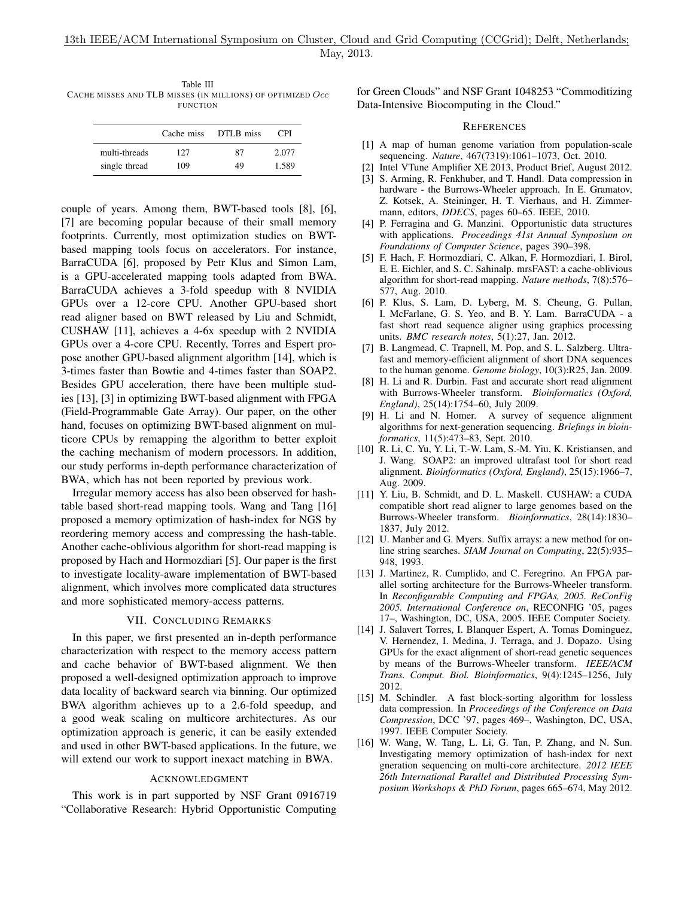Table III
CACHE MISSES AND TLB MISSES (IN MILLIONS) OF OPTIMIZED $Occ$ FUNCTION

| | Cache miss | DTLB miss | CPI |
|---|---|---|---|
| multi-threads | 127 | 87 | 2.077 |
| single thread | 109 | 49 | 1.589 |

couple of years. Among them, BWT-based tools [8], [6], [7] are becoming popular because of their small memory footprints. Currently, most optimization studies on BWT-based mapping tools focus on accelerators. For instance, BarraCUDA [6], proposed by Petr Klus and Simon Lam, is a GPU-accelerated mapping tools adapted from BWA. BarraCUDA achieves a 3-fold speedup with 8 NVIDIA GPUs over a 12-core CPU. Another GPU-based short read aligner based on BWT released by Liu and Schmidt, CUSHAW [11], achieves a 4-6x speedup with 2 NVIDIA GPUs over a 4-core CPU. Recently, Torres and Espert propose another GPU-based alignment algorithm [14], which is 3-times faster than Bowtie and 4-times faster than SOAP2. Besides GPU acceleration, there have been multiple studies [13], [3] in optimizing BWT-based alignment with FPGA (Field-Programmable Gate Array). Our paper, on the other hand, focuses on optimizing BWT-based alignment on multicore CPUs by remapping the algorithm to better exploit the caching mechanism of modern processors. In addition, our study performs in-depth performance characterization of BWA, which has not been reported by previous work.

Irregular memory access has also been observed for hash-table based short-read mapping tools. Wang and Tang [16] proposed a memory optimization of hash-index for NGS by reordering memory access and compressing the hash-table. Another cache-oblivious algorithm for short-read mapping is proposed by Hach and Hormozdiari [5]. Our paper is the first to investigate locality-aware implementation of BWT-based alignment, which involves more complicated data structures and more sophisticated memory-access patterns.

## VII. CONCLUDING REMARKS

In this paper, we first presented an in-depth performance characterization with respect to the memory access pattern and cache behavior of BWT-based alignment. We then proposed a well-designed optimization approach to improve data locality of backward search via binning. Our optimized BWA algorithm achieves up to a 2.6-fold speedup, and a good weak scaling on multicore architectures. As our optimization approach is generic, it can be easily extended and used in other BWT-based applications. In the future, we will extend our work to support inexact matching in BWA.

## ACKNOWLEDGMENT

This work is in part supported by NSF Grant 0916719 "Collaborative Research: Hybrid Opportunistic Computing for Green Clouds" and NSF Grant 1048253 "Commoditizing Data-Intensive Biocomputing in the Cloud."

## REFERENCES

[1] A map of human genome variation from population-scale sequencing. *Nature*, 467(7319):1061–1073, Oct. 2010.

[2] Intel VTune Amplifier XE 2013, Product Brief, August 2012.

[3] S. Arming, R. Fenkhuber, and T. Handl. Data compression in hardware - the Burrows-Wheeler approach. In E. Gramatov, Z. Kotsek, A. Steininger, H. T. Vierhaus, and H. Zimmermann, editors, *DDECS*, pages 60–65. IEEE, 2010.

[4] P. Ferragina and G. Manzini. Opportunistic data structures with applications. *Proceedings 41st Annual Symposium on Foundations of Computer Science*, pages 390–398.

[5] F. Hach, F. Hormozdiari, C. Alkan, F. Hormozdiari, I. Birol, E. E. Eichler, and S. C. Sahinalp. mrsFAST: a cache-oblivious algorithm for short-read mapping. *Nature methods*, 7(8):576–577, Aug. 2010.

[6] P. Klus, S. Lam, D. Lyberg, M. S. Cheung, G. Pullan, I. McFarlane, G. S. Yeo, and B. Y. Lam. BarraCUDA - a fast short read sequence aligner using graphics processing units. *BMC research notes*, 5(1):27, Jan. 2012.

[7] B. Langmead, C. Trapnell, M. Pop, and S. L. Salzberg. Ultrafast and memory-efficient alignment of short DNA sequences to the human genome. *Genome biology*, 10(3):R25, Jan. 2009.

[8] H. Li and R. Durbin. Fast and accurate short read alignment with Burrows-Wheeler transform. *Bioinformatics (Oxford, England)*, 25(14):1754–60, July 2009.

[9] H. Li and N. Homer. A survey of sequence alignment algorithms for next-generation sequencing. *Briefings in bioinformatics*, 11(5):473–83, Sept. 2010.

[10] R. Li, C. Yu, Y. Li, T.-W. Lam, S.-M. Yiu, K. Kristiansen, and J. Wang. SOAP2: an improved ultrafast tool for short read alignment. *Bioinformatics (Oxford, England)*, 25(15):1966–7, Aug. 2009.

[11] Y. Liu, B. Schmidt, and D. L. Maskell. CUSHAW: a CUDA compatible short read aligner to large genomes based on the Burrows-Wheeler transform. *Bioinformatics*, 28(14):1830–1837, July 2012.

[12] U. Manber and G. Myers. Suffix arrays: a new method for online string searches. *SIAM Journal on Computing*, 22(5):935–948, 1993.

[13] J. Martinez, R. Cumplido, and C. Feregrino. An FPGA parallel sorting architecture for the Burrows-Wheeler transform. In *Reconfigurable Computing and FPGAs, 2005. ReConFig 2005. International Conference on*, RECONFIG '05, pages 17–, Washington, DC, USA, 2005. IEEE Computer Society.

[14] J. Salavert Torres, I. Blanquer Espert, A. Tomas Dominguez, V. Hernendez, I. Medina, J. Terraga, and J. Dopazo. Using GPUs for the exact alignment of short-read genetic sequences by means of the Burrows-Wheeler transform. *IEEE/ACM Trans. Comput. Biol. Bioinformatics*, 9(4):1245–1256, July 2012.

[15] M. Schindler. A fast block-sorting algorithm for lossless data compression. In *Proceedings of the Conference on Data Compression*, DCC '97, pages 469–, Washington, DC, USA, 1997. IEEE Computer Society.

[16] W. Wang, W. Tang, L. Li, G. Tan, P. Zhang, and N. Sun. Investigating memory optimization of hash-index for next gneration sequencing on multi-core architecture. *2012 IEEE 26th International Parallel and Distributed Processing Symposium Workshops & PhD Forum*, pages 665–674, May 2012.